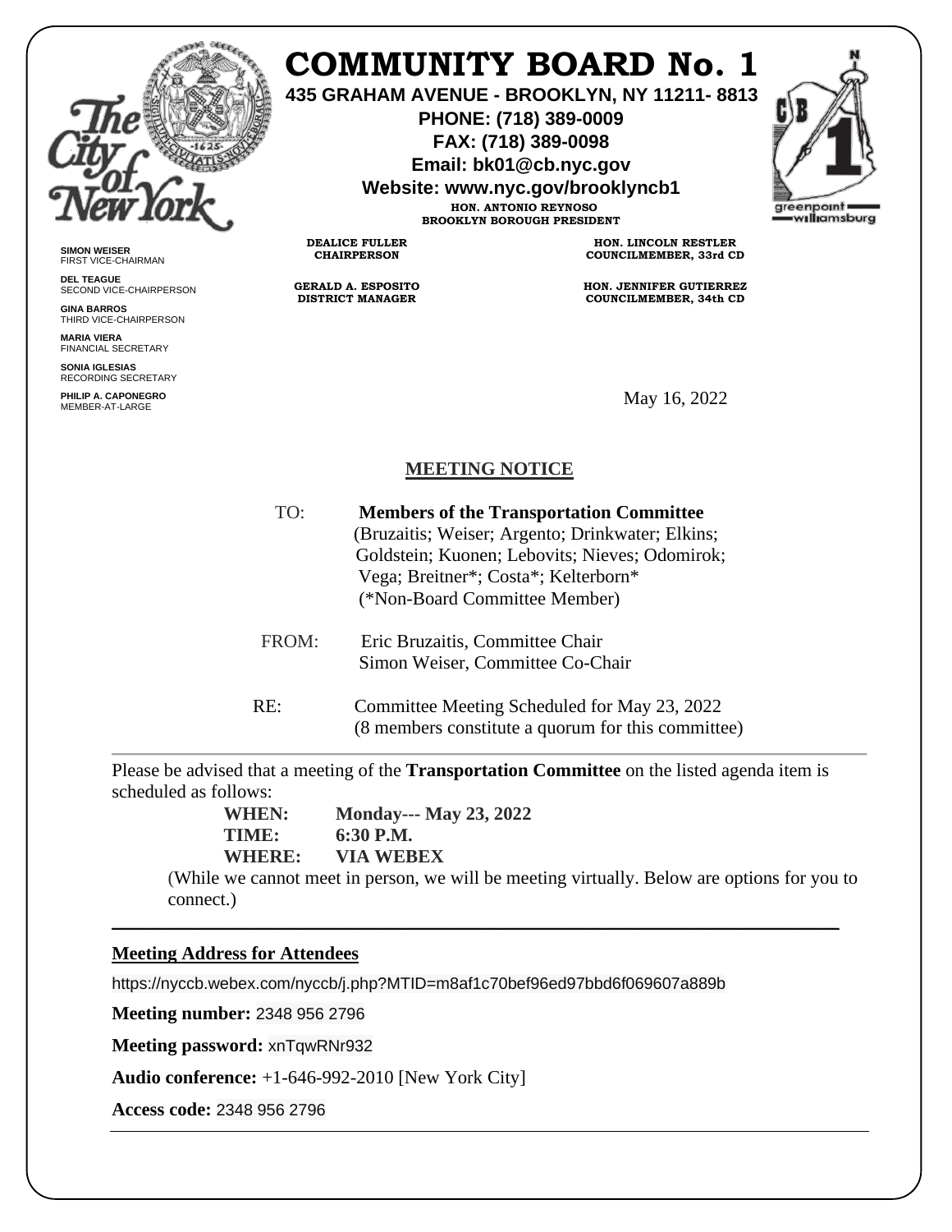# COMMUNITY BOARD No. 1

**435 GRAHAM AVENUE - BROOKLYN, NY 11211- 8813**
**PHONE: (718) 389-0009**
**FAX: (718) 389-0098**
**Email: bk01@cb.nyc.gov**
**Website: www.nyc.gov/brooklyncb1**

HON. ANTONIO REYNOSO
BROOKLYN BOROUGH PRESIDENT

DEALICE FULLER
CHAIRPERSON

GERALD A. ESPOSITO
DISTRICT MANAGER

HON. LINCOLN RESTLER
COUNCILMEMBER, 33rd CD

HON. JENNIFER GUTIERREZ
COUNCILMEMBER, 34th CD

SIMON WEISER
FIRST VICE-CHAIRMAN

DEL TEAGUE
SECOND VICE-CHAIRPERSON

GINA BARROS
THIRD VICE-CHAIRPERSON

MARIA VIERA
FINANCIAL SECRETARY

SONIA IGLESIAS
RECORDING SECRETARY

PHILIP A. CAPONEGRO
MEMBER-AT-LARGE

May 16, 2022

## MEETING NOTICE

TO: **Members of the Transportation Committee**
(Bruzaitis; Weiser; Argento; Drinkwater; Elkins; Goldstein; Kuonen; Lebovits; Nieves; Odomirok; Vega; Breitner*; Costa*; Kelterborn*
(*Non-Board Committee Member)

FROM: Eric Bruzaitis, Committee Chair
Simon Weiser, Committee Co-Chair

RE: Committee Meeting Scheduled for May 23, 2022
(8 members constitute a quorum for this committee)

---

Please be advised that a meeting of the **Transportation Committee** on the listed agenda item is scheduled as follows:

**WHEN:** **Monday--- May 23, 2022**
**TIME:** **6:30 P.M.**
**WHERE:** **VIA WEBEX**

(While we cannot meet in person, we will be meeting virtually. Below are options for you to connect.)

---

**Meeting Address for Attendees**

https://nyccb.webex.com/nyccb/j.php?MTID=m8af1c70bef96ed97bbd6f069607a889b

**Meeting number:** 2348 956 2796

**Meeting password:** xnTqwRNr932

**Audio conference:** +1-646-992-2010 [New York City]

**Access code:** 2348 956 2796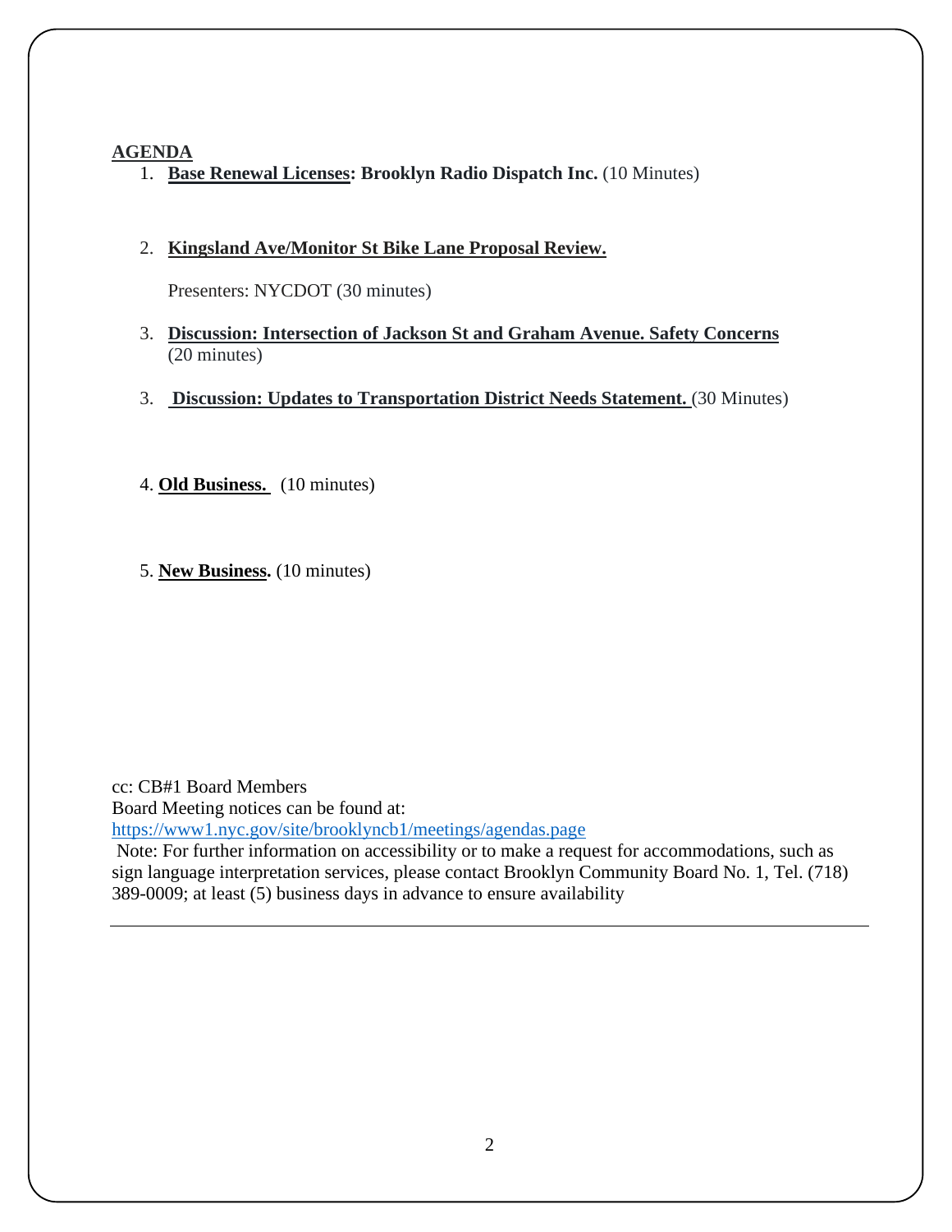**AGENDA**

1. **Base Renewal Licenses: Brooklyn Radio Dispatch Inc.** (10 Minutes)

2. **Kingsland Ave/Monitor St Bike Lane Proposal Review.**

   Presenters: NYCDOT (30 minutes)

3. **Discussion: Intersection of Jackson St and Graham Avenue. Safety Concerns** (20 minutes)

3. **Discussion: Updates to Transportation District Needs Statement.** (30 Minutes)

4. **Old Business.** (10 minutes)

5. **New Business.** (10 minutes)

cc: CB#1 Board Members
Board Meeting notices can be found at:
https://www1.nyc.gov/site/brooklyncb1/meetings/agendas.page
Note: For further information on accessibility or to make a request for accommodations, such as sign language interpretation services, please contact Brooklyn Community Board No. 1, Tel. (718) 389-0009; at least (5) business days in advance to ensure availability